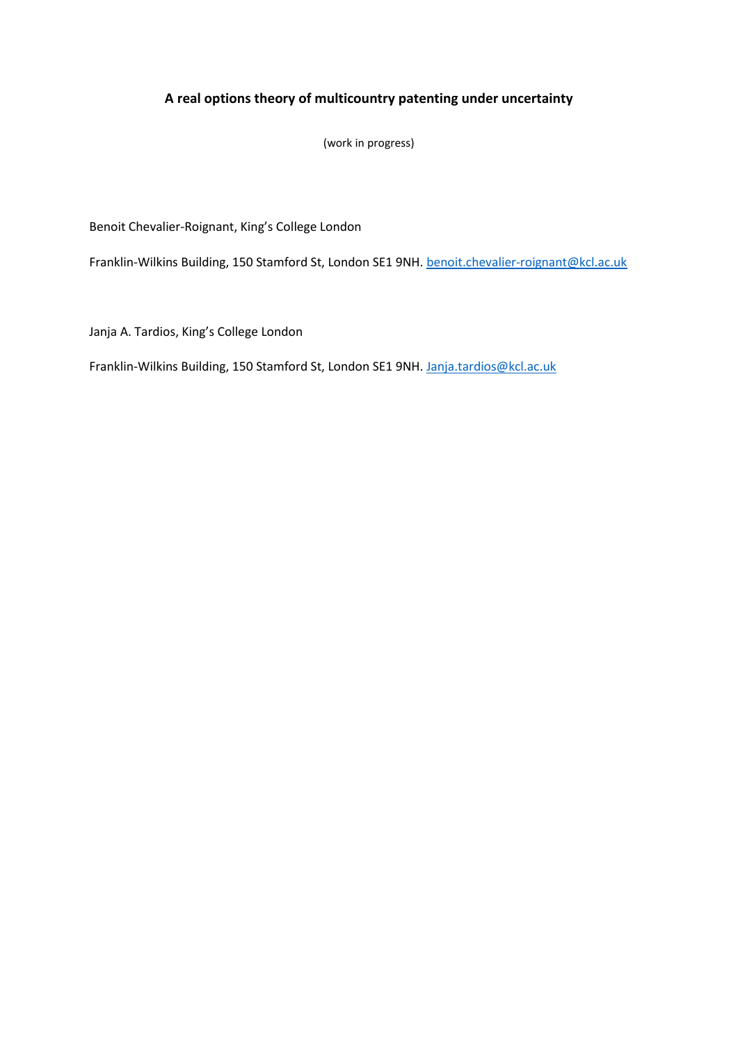# A real options theory of multicountry patenting under uncertainty

(work in progress)

Benoit Chevalier-Roignant, King's College London

Franklin-Wilkins Building, 150 Stamford St, London SE1 9NH. benoit.chevalier-roignant@kcl.ac.uk

Janja A. Tardios, King's College London

Franklin-Wilkins Building, 150 Stamford St, London SE1 9NH. Janja.tardios@kcl.ac.uk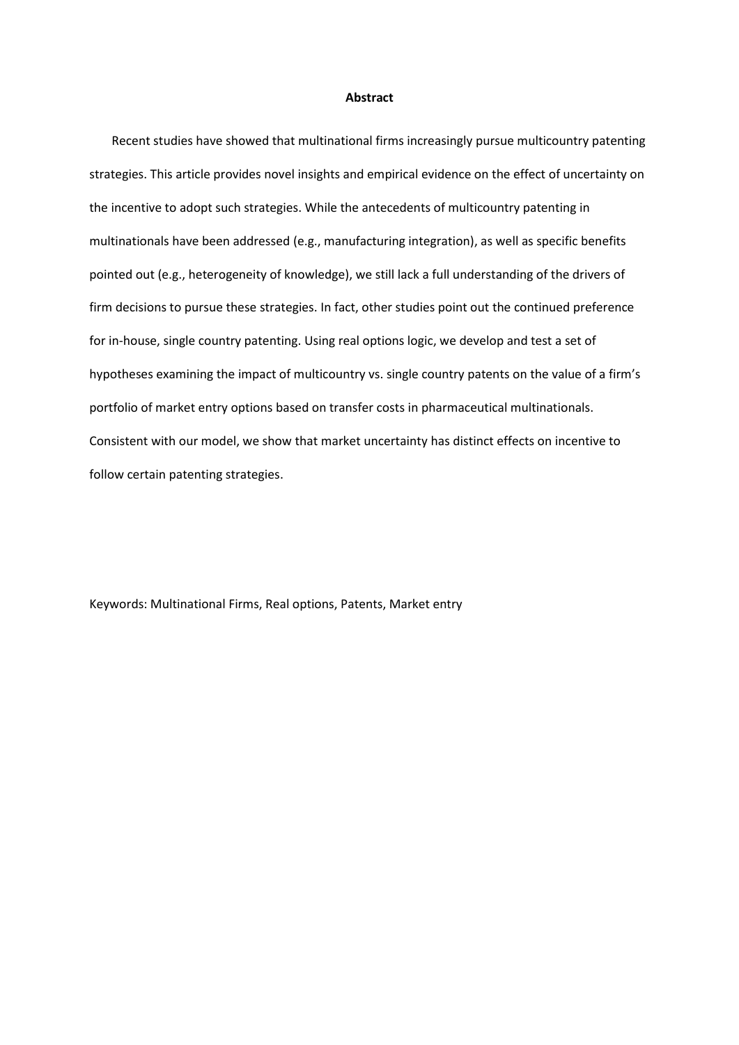**Abstract**

Recent studies have showed that multinational firms increasingly pursue multicountry patenting strategies. This article provides novel insights and empirical evidence on the effect of uncertainty on the incentive to adopt such strategies. While the antecedents of multicountry patenting in multinationals have been addressed (e.g., manufacturing integration), as well as specific benefits pointed out (e.g., heterogeneity of knowledge), we still lack a full understanding of the drivers of firm decisions to pursue these strategies. In fact, other studies point out the continued preference for in-house, single country patenting. Using real options logic, we develop and test a set of hypotheses examining the impact of multicountry vs. single country patents on the value of a firm's portfolio of market entry options based on transfer costs in pharmaceutical multinationals. Consistent with our model, we show that market uncertainty has distinct effects on incentive to follow certain patenting strategies.

Keywords: Multinational Firms, Real options, Patents, Market entry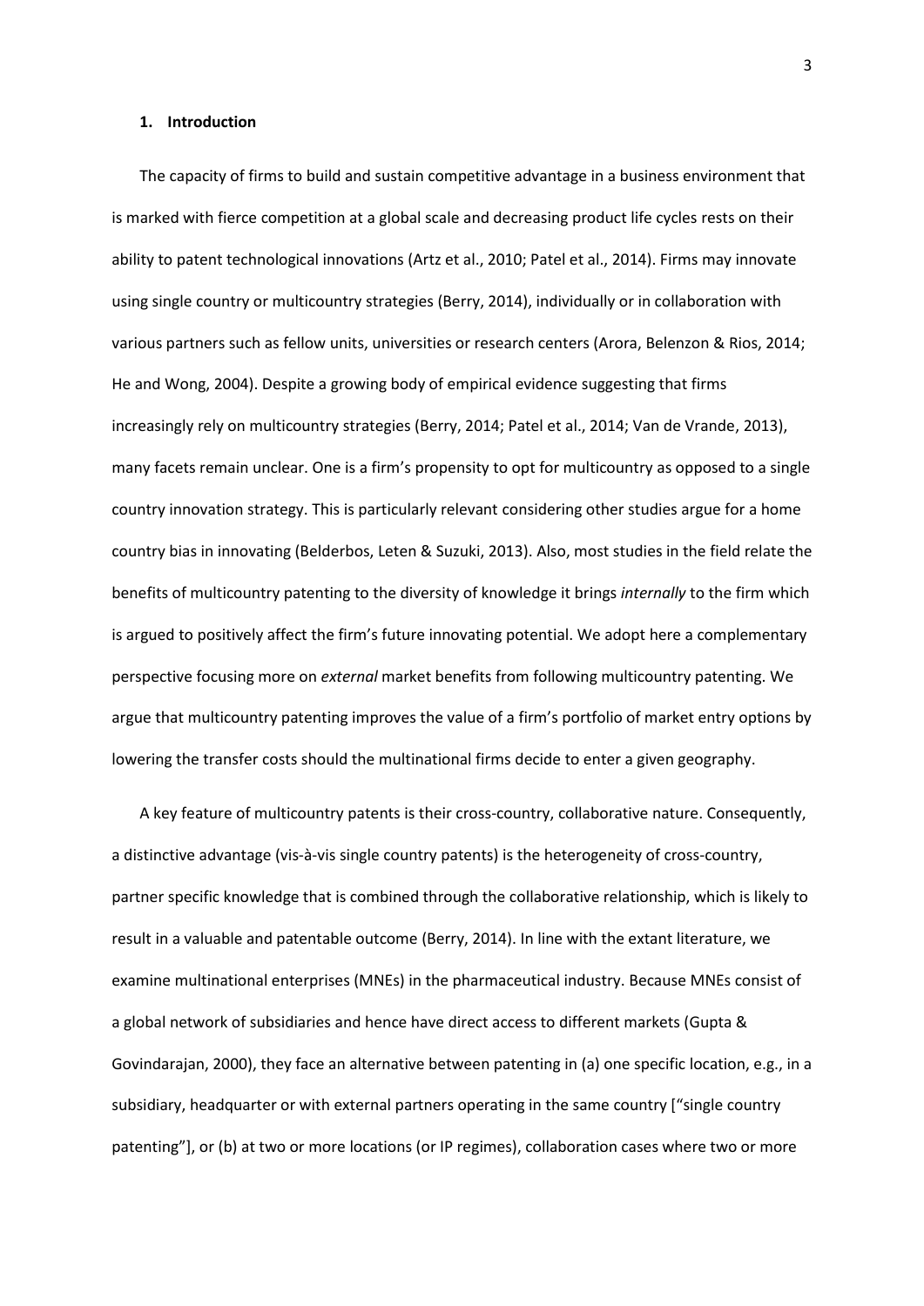## 1. Introduction

The capacity of firms to build and sustain competitive advantage in a business environment that is marked with fierce competition at a global scale and decreasing product life cycles rests on their ability to patent technological innovations (Artz et al., 2010; Patel et al., 2014). Firms may innovate using single country or multicountry strategies (Berry, 2014), individually or in collaboration with various partners such as fellow units, universities or research centers (Arora, Belenzon & Rios, 2014; He and Wong, 2004). Despite a growing body of empirical evidence suggesting that firms increasingly rely on multicountry strategies (Berry, 2014; Patel et al., 2014; Van de Vrande, 2013), many facets remain unclear. One is a firm's propensity to opt for multicountry as opposed to a single country innovation strategy. This is particularly relevant considering other studies argue for a home country bias in innovating (Belderbos, Leten & Suzuki, 2013). Also, most studies in the field relate the benefits of multicountry patenting to the diversity of knowledge it brings *internally* to the firm which is argued to positively affect the firm's future innovating potential. We adopt here a complementary perspective focusing more on *external* market benefits from following multicountry patenting. We argue that multicountry patenting improves the value of a firm's portfolio of market entry options by lowering the transfer costs should the multinational firms decide to enter a given geography.

A key feature of multicountry patents is their cross-country, collaborative nature. Consequently, a distinctive advantage (vis-à-vis single country patents) is the heterogeneity of cross-country, partner specific knowledge that is combined through the collaborative relationship, which is likely to result in a valuable and patentable outcome (Berry, 2014). In line with the extant literature, we examine multinational enterprises (MNEs) in the pharmaceutical industry. Because MNEs consist of a global network of subsidiaries and hence have direct access to different markets (Gupta & Govindarajan, 2000), they face an alternative between patenting in (a) one specific location, e.g., in a subsidiary, headquarter or with external partners operating in the same country ["single country patenting"], or (b) at two or more locations (or IP regimes), collaboration cases where two or more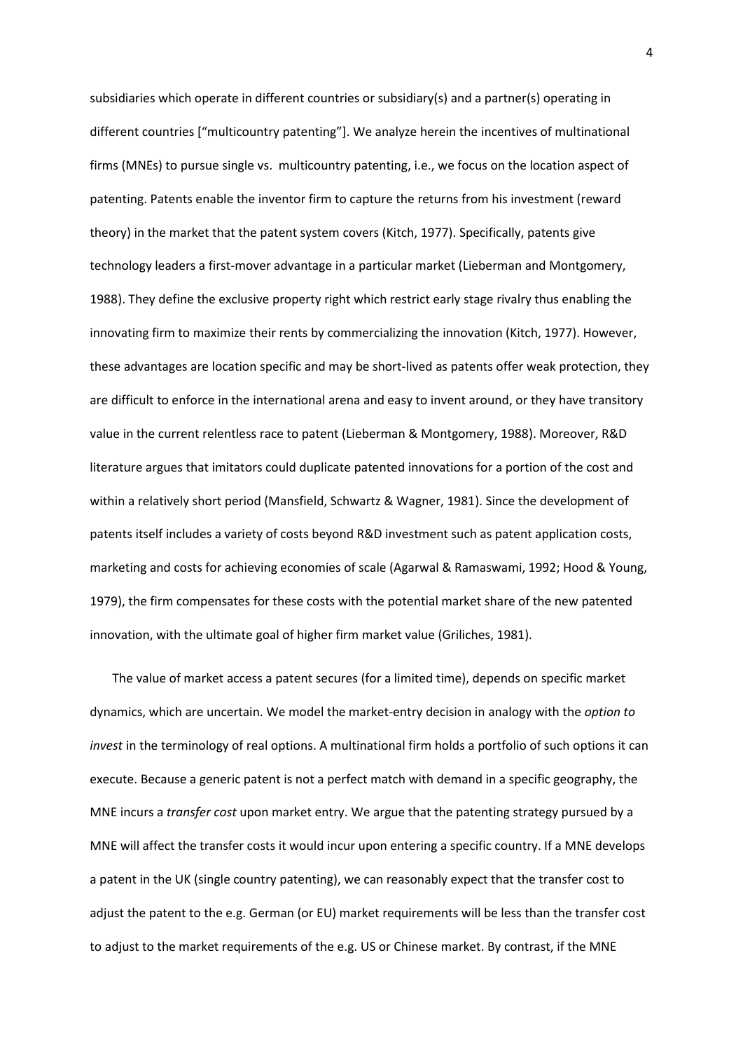subsidiaries which operate in different countries or subsidiary(s) and a partner(s) operating in different countries ["multicountry patenting"]. We analyze herein the incentives of multinational firms (MNEs) to pursue single vs. multicountry patenting, i.e., we focus on the location aspect of patenting. Patents enable the inventor firm to capture the returns from his investment (reward theory) in the market that the patent system covers (Kitch, 1977). Specifically, patents give technology leaders a first-mover advantage in a particular market (Lieberman and Montgomery, 1988). They define the exclusive property right which restrict early stage rivalry thus enabling the innovating firm to maximize their rents by commercializing the innovation (Kitch, 1977). However, these advantages are location specific and may be short-lived as patents offer weak protection, they are difficult to enforce in the international arena and easy to invent around, or they have transitory value in the current relentless race to patent (Lieberman & Montgomery, 1988). Moreover, R&D literature argues that imitators could duplicate patented innovations for a portion of the cost and within a relatively short period (Mansfield, Schwartz & Wagner, 1981). Since the development of patents itself includes a variety of costs beyond R&D investment such as patent application costs, marketing and costs for achieving economies of scale (Agarwal & Ramaswami, 1992; Hood & Young, 1979), the firm compensates for these costs with the potential market share of the new patented innovation, with the ultimate goal of higher firm market value (Griliches, 1981).

The value of market access a patent secures (for a limited time), depends on specific market dynamics, which are uncertain. We model the market-entry decision in analogy with the *option to invest* in the terminology of real options. A multinational firm holds a portfolio of such options it can execute. Because a generic patent is not a perfect match with demand in a specific geography, the MNE incurs a *transfer cost* upon market entry. We argue that the patenting strategy pursued by a MNE will affect the transfer costs it would incur upon entering a specific country. If a MNE develops a patent in the UK (single country patenting), we can reasonably expect that the transfer cost to adjust the patent to the e.g. German (or EU) market requirements will be less than the transfer cost to adjust to the market requirements of the e.g. US or Chinese market. By contrast, if the MNE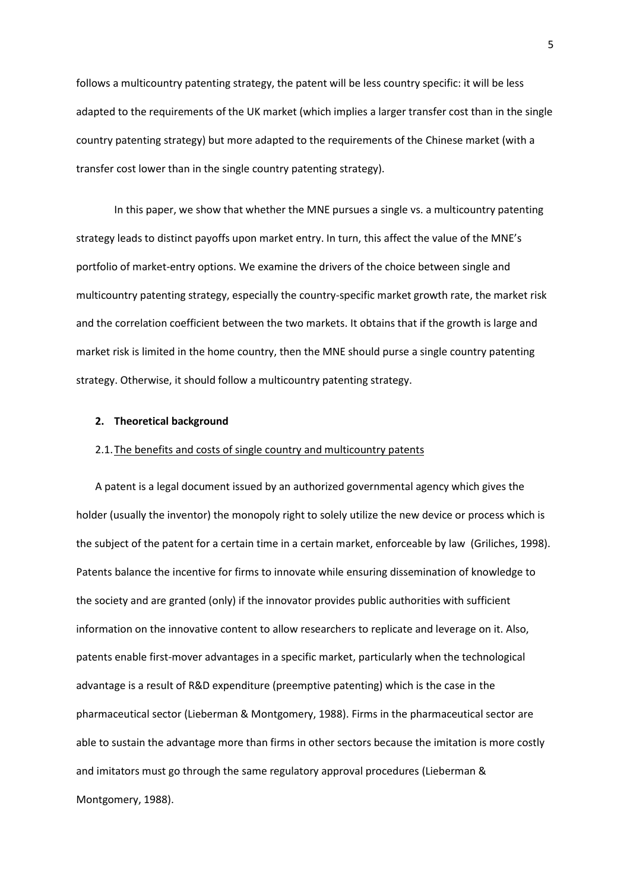follows a multicountry patenting strategy, the patent will be less country specific: it will be less adapted to the requirements of the UK market (which implies a larger transfer cost than in the single country patenting strategy) but more adapted to the requirements of the Chinese market (with a transfer cost lower than in the single country patenting strategy).

In this paper, we show that whether the MNE pursues a single vs. a multicountry patenting strategy leads to distinct payoffs upon market entry. In turn, this affect the value of the MNE's portfolio of market-entry options. We examine the drivers of the choice between single and multicountry patenting strategy, especially the country-specific market growth rate, the market risk and the correlation coefficient between the two markets. It obtains that if the growth is large and market risk is limited in the home country, then the MNE should purse a single country patenting strategy. Otherwise, it should follow a multicountry patenting strategy.

## 2. Theoretical background

### 2.1. The benefits and costs of single country and multicountry patents

A patent is a legal document issued by an authorized governmental agency which gives the holder (usually the inventor) the monopoly right to solely utilize the new device or process which is the subject of the patent for a certain time in a certain market, enforceable by law (Griliches, 1998). Patents balance the incentive for firms to innovate while ensuring dissemination of knowledge to the society and are granted (only) if the innovator provides public authorities with sufficient information on the innovative content to allow researchers to replicate and leverage on it. Also, patents enable first-mover advantages in a specific market, particularly when the technological advantage is a result of R&D expenditure (preemptive patenting) which is the case in the pharmaceutical sector (Lieberman & Montgomery, 1988). Firms in the pharmaceutical sector are able to sustain the advantage more than firms in other sectors because the imitation is more costly and imitators must go through the same regulatory approval procedures (Lieberman & Montgomery, 1988).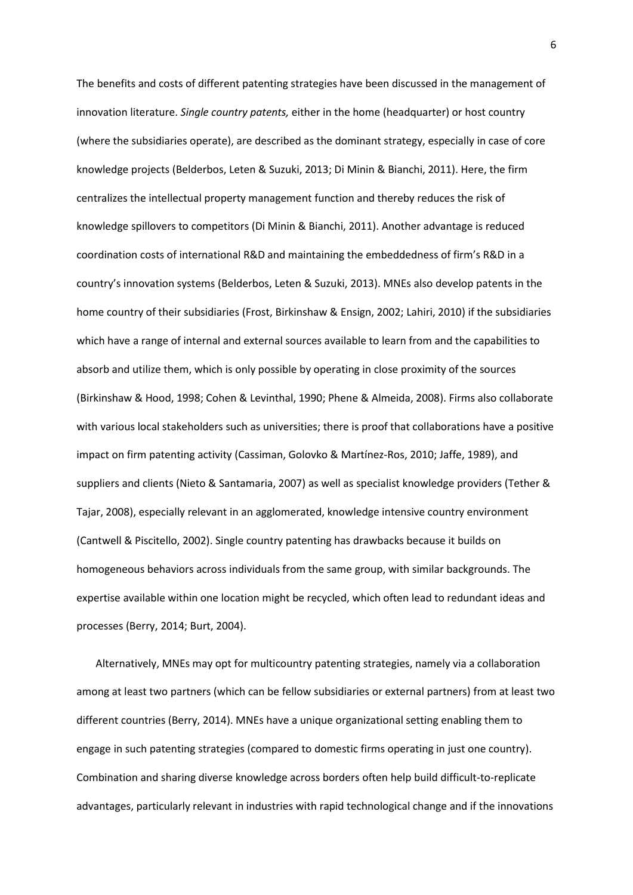The benefits and costs of different patenting strategies have been discussed in the management of innovation literature. *Single country patents,* either in the home (headquarter) or host country (where the subsidiaries operate), are described as the dominant strategy, especially in case of core knowledge projects (Belderbos, Leten & Suzuki, 2013; Di Minin & Bianchi, 2011). Here, the firm centralizes the intellectual property management function and thereby reduces the risk of knowledge spillovers to competitors (Di Minin & Bianchi, 2011). Another advantage is reduced coordination costs of international R&D and maintaining the embeddedness of firm's R&D in a country's innovation systems (Belderbos, Leten & Suzuki, 2013). MNEs also develop patents in the home country of their subsidiaries (Frost, Birkinshaw & Ensign, 2002; Lahiri, 2010) if the subsidiaries which have a range of internal and external sources available to learn from and the capabilities to absorb and utilize them, which is only possible by operating in close proximity of the sources (Birkinshaw & Hood, 1998; Cohen & Levinthal, 1990; Phene & Almeida, 2008). Firms also collaborate with various local stakeholders such as universities; there is proof that collaborations have a positive impact on firm patenting activity (Cassiman, Golovko & Martínez-Ros, 2010; Jaffe, 1989), and suppliers and clients (Nieto & Santamaria, 2007) as well as specialist knowledge providers (Tether & Tajar, 2008), especially relevant in an agglomerated, knowledge intensive country environment (Cantwell & Piscitello, 2002). Single country patenting has drawbacks because it builds on homogeneous behaviors across individuals from the same group, with similar backgrounds. The expertise available within one location might be recycled, which often lead to redundant ideas and processes (Berry, 2014; Burt, 2004).

Alternatively, MNEs may opt for multicountry patenting strategies, namely via a collaboration among at least two partners (which can be fellow subsidiaries or external partners) from at least two different countries (Berry, 2014). MNEs have a unique organizational setting enabling them to engage in such patenting strategies (compared to domestic firms operating in just one country). Combination and sharing diverse knowledge across borders often help build difficult-to-replicate advantages, particularly relevant in industries with rapid technological change and if the innovations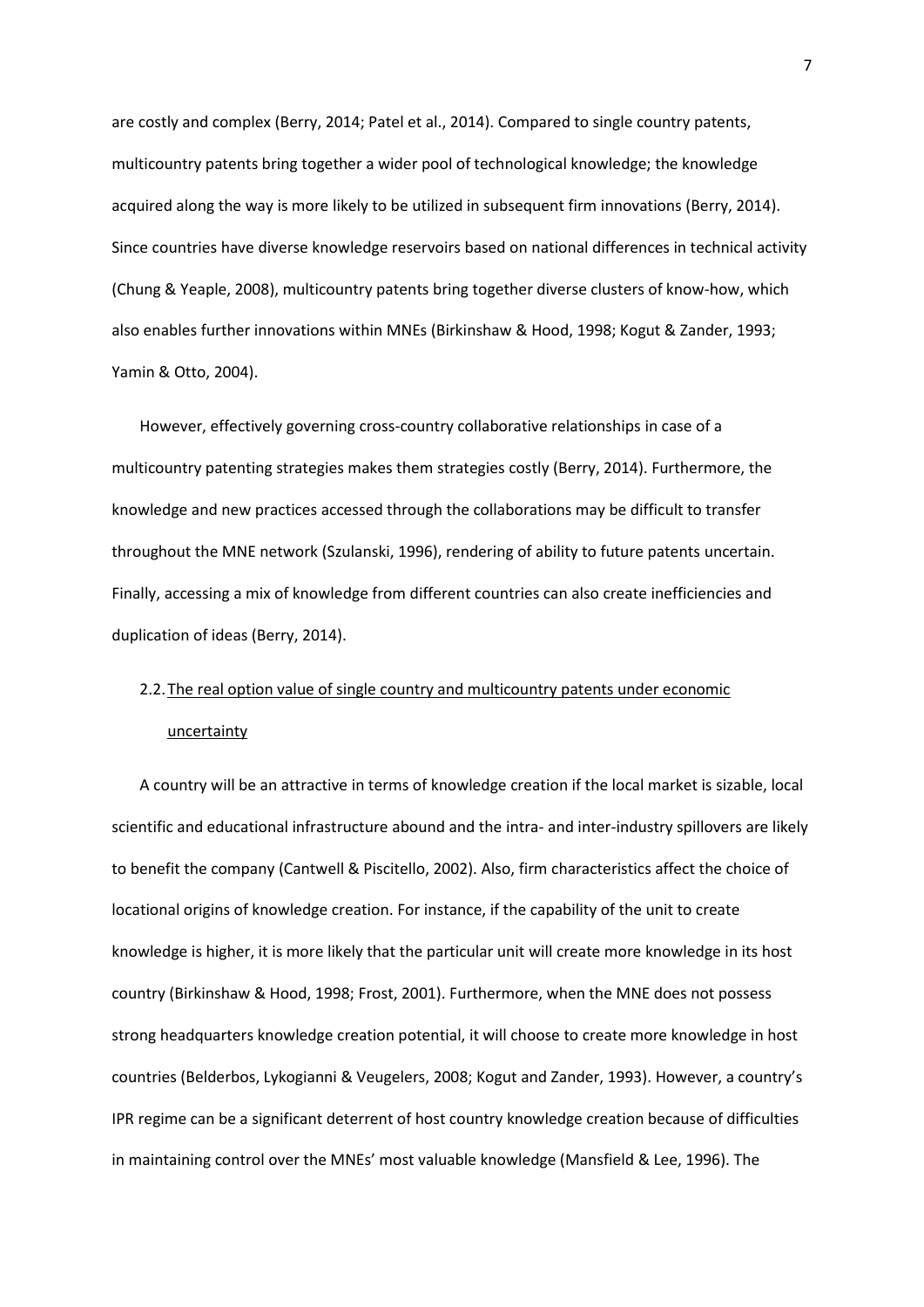are costly and complex (Berry, 2014; Patel et al., 2014). Compared to single country patents, multicountry patents bring together a wider pool of technological knowledge; the knowledge acquired along the way is more likely to be utilized in subsequent firm innovations (Berry, 2014). Since countries have diverse knowledge reservoirs based on national differences in technical activity (Chung & Yeaple, 2008), multicountry patents bring together diverse clusters of know-how, which also enables further innovations within MNEs (Birkinshaw & Hood, 1998; Kogut & Zander, 1993; Yamin & Otto, 2004).

However, effectively governing cross-country collaborative relationships in case of a multicountry patenting strategies makes them strategies costly (Berry, 2014). Furthermore, the knowledge and new practices accessed through the collaborations may be difficult to transfer throughout the MNE network (Szulanski, 1996), rendering of ability to future patents uncertain. Finally, accessing a mix of knowledge from different countries can also create inefficiencies and duplication of ideas (Berry, 2014).

## 2.2. The real option value of single country and multicountry patents under economic uncertainty

A country will be an attractive in terms of knowledge creation if the local market is sizable, local scientific and educational infrastructure abound and the intra- and inter-industry spillovers are likely to benefit the company (Cantwell & Piscitello, 2002). Also, firm characteristics affect the choice of locational origins of knowledge creation. For instance, if the capability of the unit to create knowledge is higher, it is more likely that the particular unit will create more knowledge in its host country (Birkinshaw & Hood, 1998; Frost, 2001). Furthermore, when the MNE does not possess strong headquarters knowledge creation potential, it will choose to create more knowledge in host countries (Belderbos, Lykogianni & Veugelers, 2008; Kogut and Zander, 1993). However, a country's IPR regime can be a significant deterrent of host country knowledge creation because of difficulties in maintaining control over the MNEs' most valuable knowledge (Mansfield & Lee, 1996). The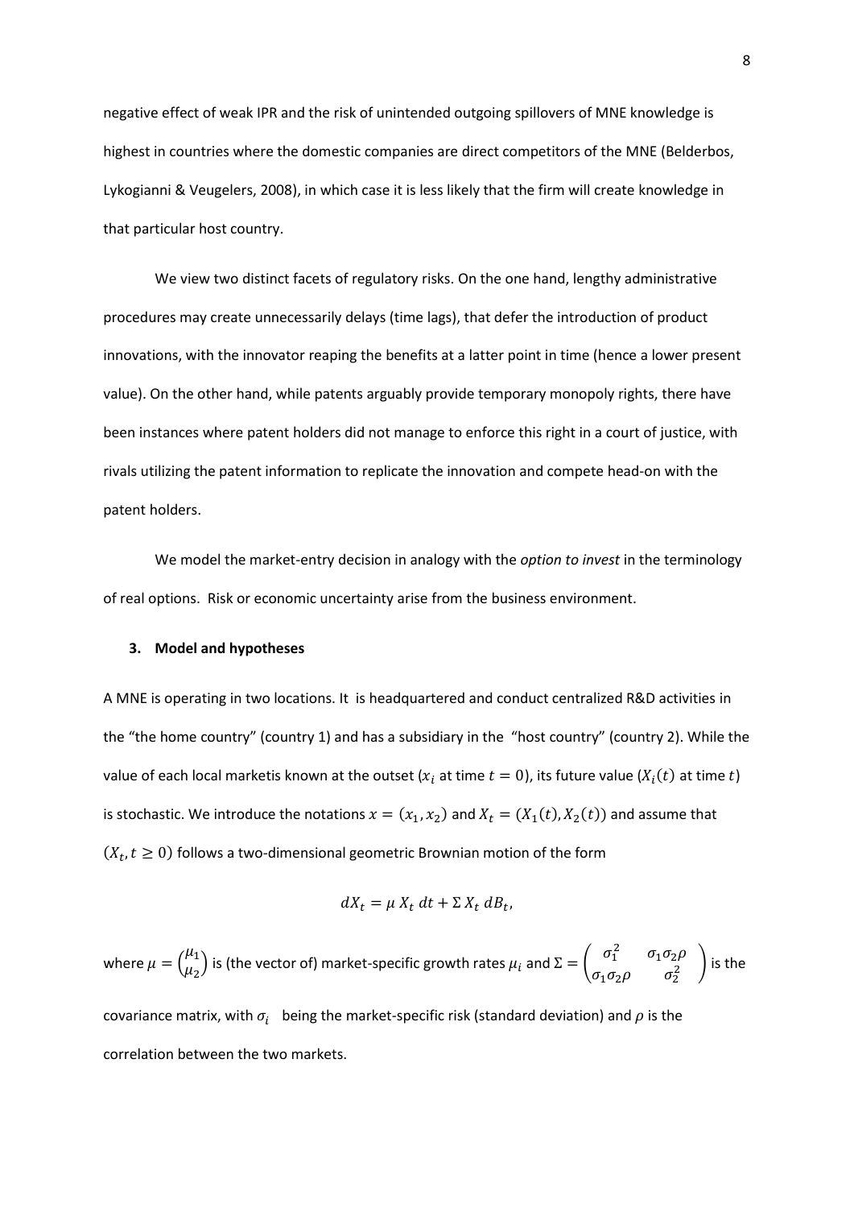negative effect of weak IPR and the risk of unintended outgoing spillovers of MNE knowledge is highest in countries where the domestic companies are direct competitors of the MNE (Belderbos, Lykogianni & Veugelers, 2008), in which case it is less likely that the firm will create knowledge in that particular host country.

We view two distinct facets of regulatory risks. On the one hand, lengthy administrative procedures may create unnecessarily delays (time lags), that defer the introduction of product innovations, with the innovator reaping the benefits at a latter point in time (hence a lower present value). On the other hand, while patents arguably provide temporary monopoly rights, there have been instances where patent holders did not manage to enforce this right in a court of justice, with rivals utilizing the patent information to replicate the innovation and compete head-on with the patent holders.

We model the market-entry decision in analogy with the *option to invest* in the terminology of real options. Risk or economic uncertainty arise from the business environment.

## 3. Model and hypotheses

A MNE is operating in two locations. It is headquartered and conduct centralized R&D activities in the "the home country" (country 1) and has a subsidiary in the "host country" (country 2). While the value of each local marketis known at the outset ($x_i$ at time $t = 0$), its future value ($X_i(t)$ at time $t$) is stochastic. We introduce the notations $x = (x_1, x_2)$ and $X_t = (X_1(t), X_2(t))$ and assume that $(X_t, t \geq 0)$ follows a two-dimensional geometric Brownian motion of the form

$$dX_t = \mu \, X_t \, dt + \Sigma \, X_t \, dB_t,$$

where $\mu = \begin{pmatrix} \mu_1 \\ \mu_2 \end{pmatrix}$ is (the vector of) market-specific growth rates $\mu_i$ and $\Sigma = \begin{pmatrix} \sigma_1^2 & \sigma_1 \sigma_2 \rho \\ \sigma_1 \sigma_2 \rho & \sigma_2^2 \end{pmatrix}$ is the covariance matrix, with $\sigma_i$ being the market-specific risk (standard deviation) and $\rho$ is the correlation between the two markets.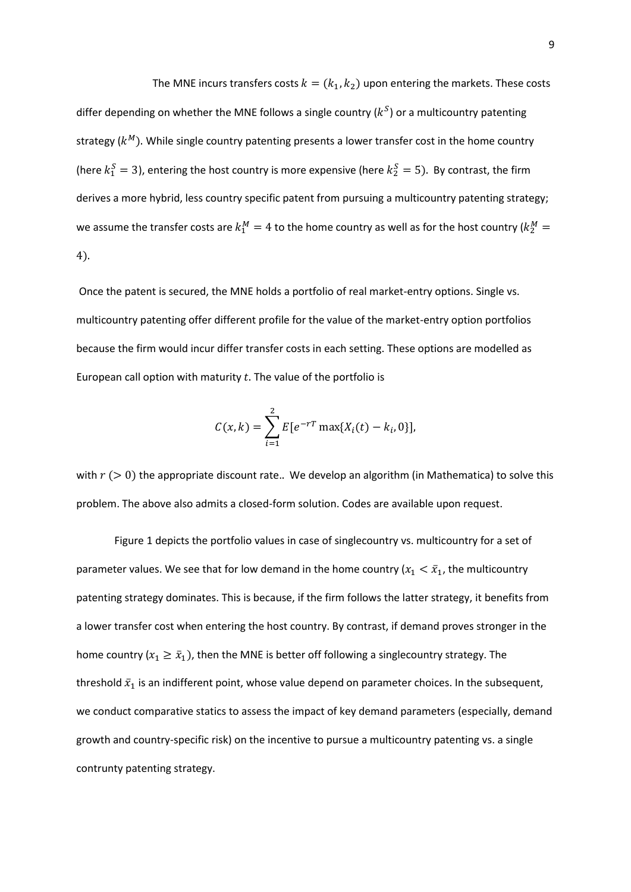The MNE incurs transfers costs $k = (k_1, k_2)$ upon entering the markets. These costs differ depending on whether the MNE follows a single country ($k^S$) or a multicountry patenting strategy ($k^M$). While single country patenting presents a lower transfer cost in the home country (here $k_1^S = 3$), entering the host country is more expensive (here $k_2^S = 5$). By contrast, the firm derives a more hybrid, less country specific patent from pursuing a multicountry patenting strategy; we assume the transfer costs are $k_1^M = 4$ to the home country as well as for the host country ($k_2^M = 4$).

Once the patent is secured, the MNE holds a portfolio of real market-entry options. Single vs. multicountry patenting offer different profile for the value of the market-entry option portfolios because the firm would incur differ transfer costs in each setting. These options are modelled as European call option with maturity $t$. The value of the portfolio is

$$C(x, k) = \sum_{i=1}^{2} E[e^{-rT} \max\{X_i(t) - k_i, 0\}],$$

with $r$ ($> 0$) the appropriate discount rate.. We develop an algorithm (in Mathematica) to solve this problem. The above also admits a closed-form solution. Codes are available upon request.

Figure 1 depicts the portfolio values in case of singlecountry vs. multicountry for a set of parameter values. We see that for low demand in the home country ($x_1 < \bar{x}_1$, the multicountry patenting strategy dominates. This is because, if the firm follows the latter strategy, it benefits from a lower transfer cost when entering the host country. By contrast, if demand proves stronger in the home country ($x_1 \geq \bar{x}_1$), then the MNE is better off following a singlecountry strategy. The threshold $\bar{x}_1$ is an indifferent point, whose value depend on parameter choices. In the subsequent, we conduct comparative statics to assess the impact of key demand parameters (especially, demand growth and country-specific risk) on the incentive to pursue a multicountry patenting vs. a single contrunty patenting strategy.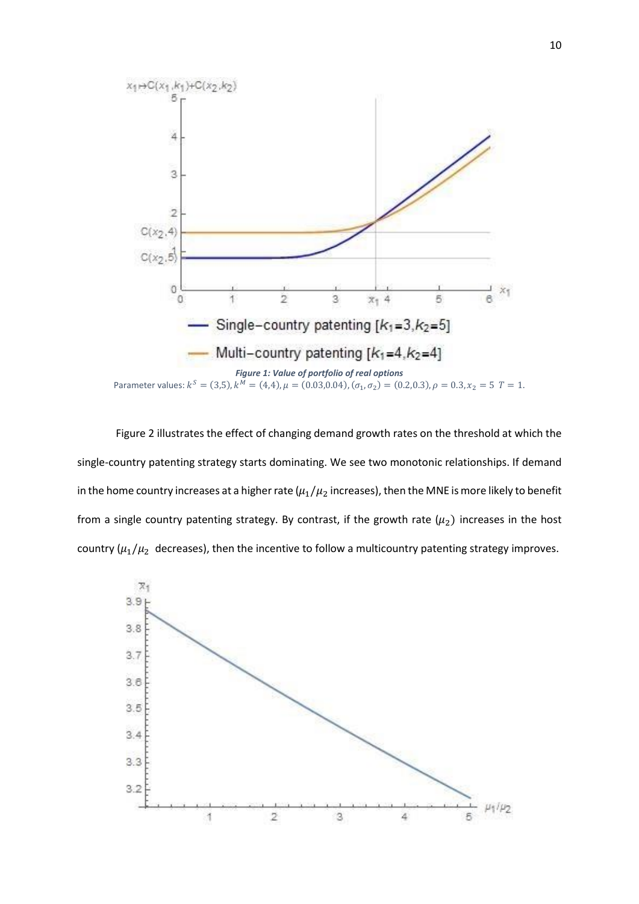*Figure 1: Value of portfolio of real options*

Parameter values: $k^S = (3,5), k^M = (4,4), \mu = (0.03,0.04), (\sigma_1, \sigma_2) = (0.2,0.3), \rho = 0.3, x_2 = 5\ T = 1.$

Figure 2 illustrates the effect of changing demand growth rates on the threshold at which the single-country patenting strategy starts dominating. We see two monotonic relationships. If demand in the home country increases at a higher rate ($\mu_1/\mu_2$ increases), then the MNE is more likely to benefit from a single country patenting strategy. By contrast, if the growth rate ($\mu_2$) increases in the host country ($\mu_1/\mu_2$ decreases), then the incentive to follow a multicountry patenting strategy improves.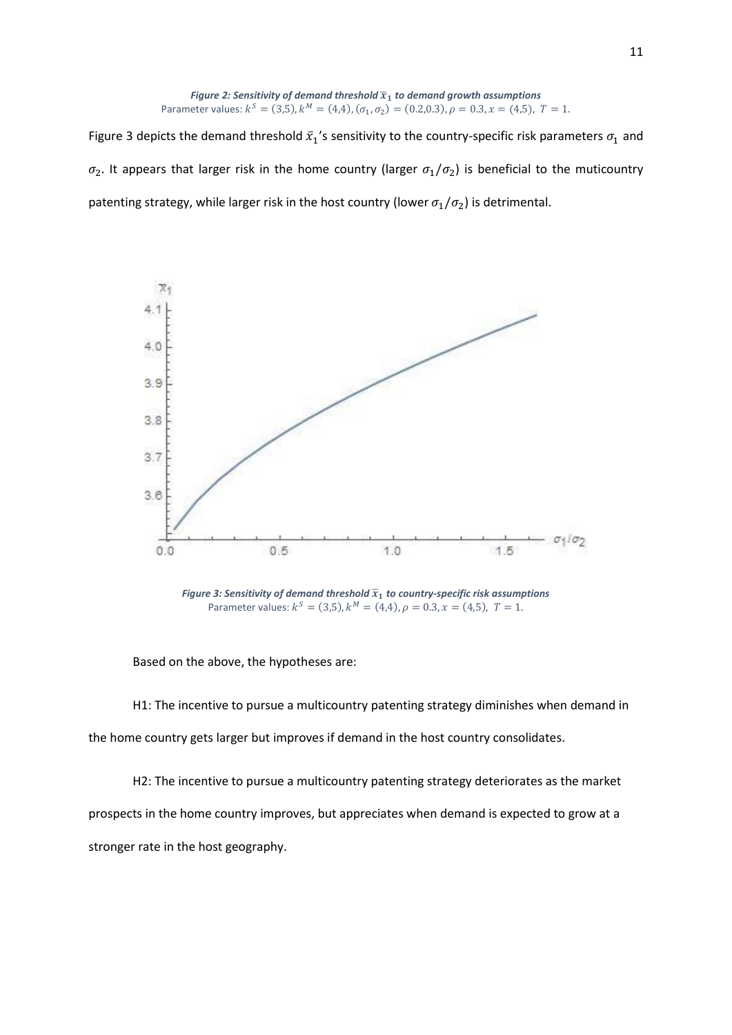***Figure 2: Sensitivity of demand threshold $\bar{x}_1$ to demand growth assumptions***
Parameter values: $k^S = (3{,}5), k^M = (4{,}4), (\sigma_1, \sigma_2) = (0.2{,}0.3), \rho = 0.3, x = (4{,}5),\ T = 1.$

Figure 3 depicts the demand threshold $\bar{x}_1$'s sensitivity to the country-specific risk parameters $\sigma_1$ and $\sigma_2$. It appears that larger risk in the home country (larger $\sigma_1/\sigma_2$) is beneficial to the muticountry patenting strategy, while larger risk in the host country (lower $\sigma_1/\sigma_2$) is detrimental.

***Figure 3: Sensitivity of demand threshold $\bar{x}_1$ to country-specific risk assumptions***
Parameter values: $k^S = (3{,}5), k^M = (4{,}4), \rho = 0.3, x = (4{,}5),\ T = 1.$

Based on the above, the hypotheses are:

H1: The incentive to pursue a multicountry patenting strategy diminishes when demand in the home country gets larger but improves if demand in the host country consolidates.

H2: The incentive to pursue a multicountry patenting strategy deteriorates as the market prospects in the home country improves, but appreciates when demand is expected to grow at a stronger rate in the host geography.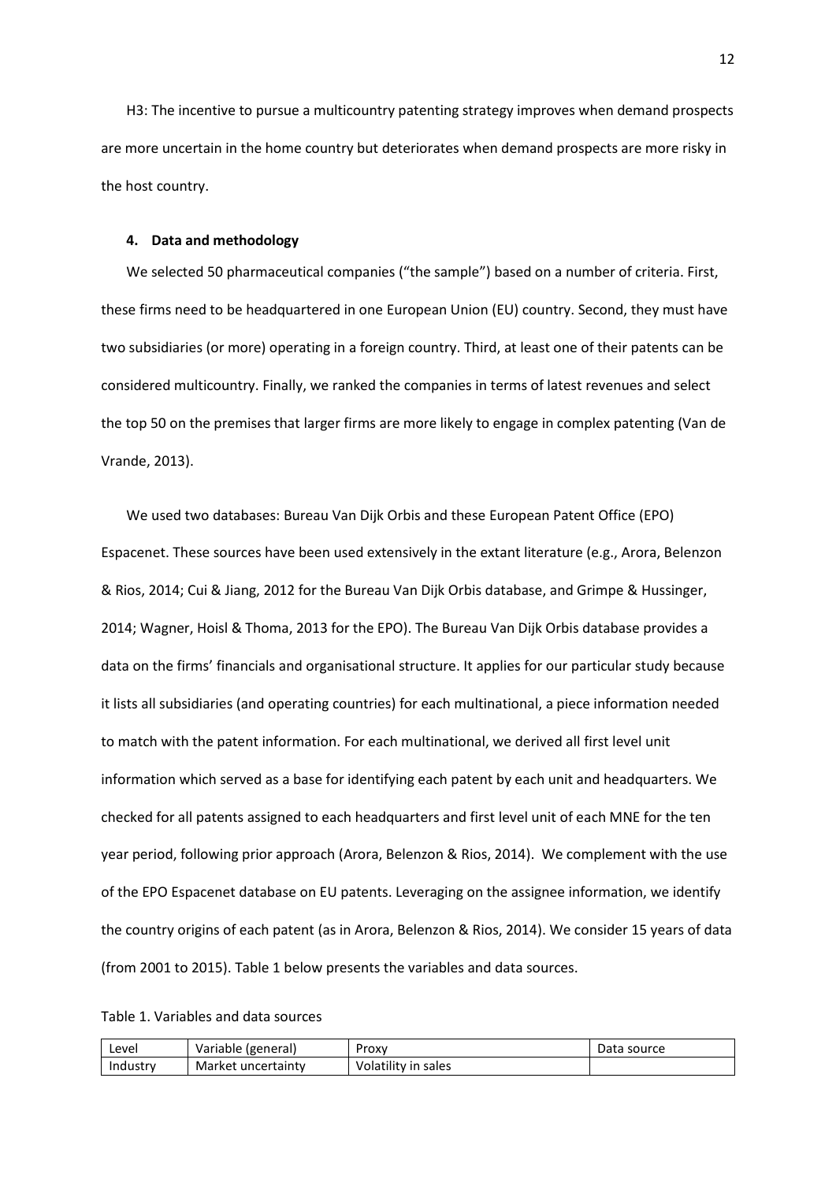H3: The incentive to pursue a multicountry patenting strategy improves when demand prospects are more uncertain in the home country but deteriorates when demand prospects are more risky in the host country.

## 4. Data and methodology

We selected 50 pharmaceutical companies ("the sample") based on a number of criteria. First, these firms need to be headquartered in one European Union (EU) country. Second, they must have two subsidiaries (or more) operating in a foreign country. Third, at least one of their patents can be considered multicountry. Finally, we ranked the companies in terms of latest revenues and select the top 50 on the premises that larger firms are more likely to engage in complex patenting (Van de Vrande, 2013).

We used two databases: Bureau Van Dijk Orbis and these European Patent Office (EPO) Espacenet. These sources have been used extensively in the extant literature (e.g., Arora, Belenzon & Rios, 2014; Cui & Jiang, 2012 for the Bureau Van Dijk Orbis database, and Grimpe & Hussinger, 2014; Wagner, Hoisl & Thoma, 2013 for the EPO). The Bureau Van Dijk Orbis database provides a data on the firms' financials and organisational structure. It applies for our particular study because it lists all subsidiaries (and operating countries) for each multinational, a piece information needed to match with the patent information. For each multinational, we derived all first level unit information which served as a base for identifying each patent by each unit and headquarters. We checked for all patents assigned to each headquarters and first level unit of each MNE for the ten year period, following prior approach (Arora, Belenzon & Rios, 2014). We complement with the use of the EPO Espacenet database on EU patents. Leveraging on the assignee information, we identify the country origins of each patent (as in Arora, Belenzon & Rios, 2014). We consider 15 years of data (from 2001 to 2015). Table 1 below presents the variables and data sources.

Table 1. Variables and data sources

| Level | Variable (general) | Proxy | Data source |
|---|---|---|---|
| Industry | Market uncertainty | Volatility in sales | |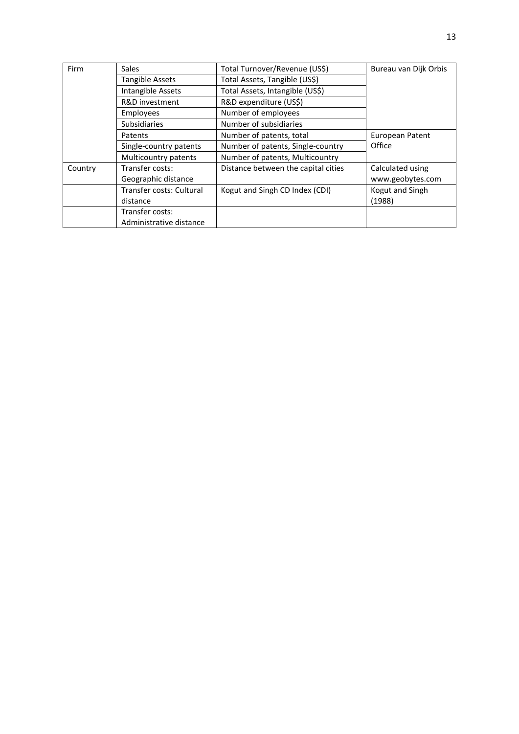| Firm | Sales | Total Turnover/Revenue (US$) | Bureau van Dijk Orbis |
|---|---|---|---|
| | Tangible Assets | Total Assets, Tangible (US$) | |
| | Intangible Assets | Total Assets, Intangible (US$) | |
| | R&D investment | R&D expenditure (US$) | |
| | Employees | Number of employees | |
| | Subsidiaries | Number of subsidiaries | |
| | Patents | Number of patents, total | European Patent Office |
| | Single-country patents | Number of patents, Single-country | |
| | Multicountry patents | Number of patents, Multicountry | |
| Country | Transfer costs: Geographic distance | Distance between the capital cities | Calculated using www.geobytes.com |
| | Transfer costs: Cultural distance | Kogut and Singh CD Index (CDI) | Kogut and Singh (1988) |
| | Transfer costs: Administrative distance | | |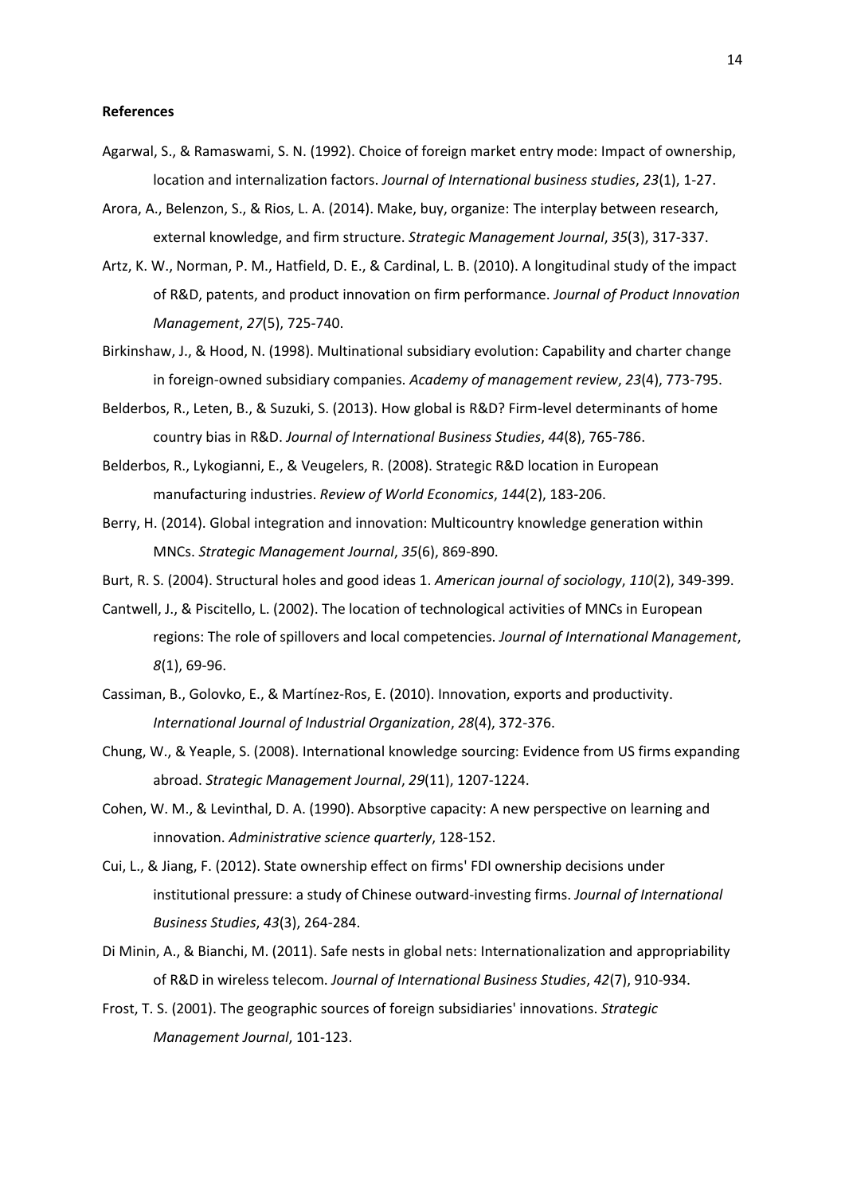**References**

Agarwal, S., & Ramaswami, S. N. (1992). Choice of foreign market entry mode: Impact of ownership, location and internalization factors. *Journal of International business studies*, *23*(1), 1-27.

Arora, A., Belenzon, S., & Rios, L. A. (2014). Make, buy, organize: The interplay between research, external knowledge, and firm structure. *Strategic Management Journal*, *35*(3), 317-337.

Artz, K. W., Norman, P. M., Hatfield, D. E., & Cardinal, L. B. (2010). A longitudinal study of the impact of R&D, patents, and product innovation on firm performance. *Journal of Product Innovation Management*, *27*(5), 725-740.

Birkinshaw, J., & Hood, N. (1998). Multinational subsidiary evolution: Capability and charter change in foreign-owned subsidiary companies. *Academy of management review*, *23*(4), 773-795.

Belderbos, R., Leten, B., & Suzuki, S. (2013). How global is R&D? Firm-level determinants of home country bias in R&D. *Journal of International Business Studies*, *44*(8), 765-786.

Belderbos, R., Lykogianni, E., & Veugelers, R. (2008). Strategic R&D location in European manufacturing industries. *Review of World Economics*, *144*(2), 183-206.

Berry, H. (2014). Global integration and innovation: Multicountry knowledge generation within MNCs. *Strategic Management Journal*, *35*(6), 869-890.

Burt, R. S. (2004). Structural holes and good ideas 1. *American journal of sociology*, *110*(2), 349-399.

Cantwell, J., & Piscitello, L. (2002). The location of technological activities of MNCs in European regions: The role of spillovers and local competencies. *Journal of International Management*, *8*(1), 69-96.

Cassiman, B., Golovko, E., & Martínez-Ros, E. (2010). Innovation, exports and productivity. *International Journal of Industrial Organization*, *28*(4), 372-376.

Chung, W., & Yeaple, S. (2008). International knowledge sourcing: Evidence from US firms expanding abroad. *Strategic Management Journal*, *29*(11), 1207-1224.

Cohen, W. M., & Levinthal, D. A. (1990). Absorptive capacity: A new perspective on learning and innovation. *Administrative science quarterly*, 128-152.

Cui, L., & Jiang, F. (2012). State ownership effect on firms' FDI ownership decisions under institutional pressure: a study of Chinese outward-investing firms. *Journal of International Business Studies*, *43*(3), 264-284.

Di Minin, A., & Bianchi, M. (2011). Safe nests in global nets: Internationalization and appropriability of R&D in wireless telecom. *Journal of International Business Studies*, *42*(7), 910-934.

Frost, T. S. (2001). The geographic sources of foreign subsidiaries' innovations. *Strategic Management Journal*, 101-123.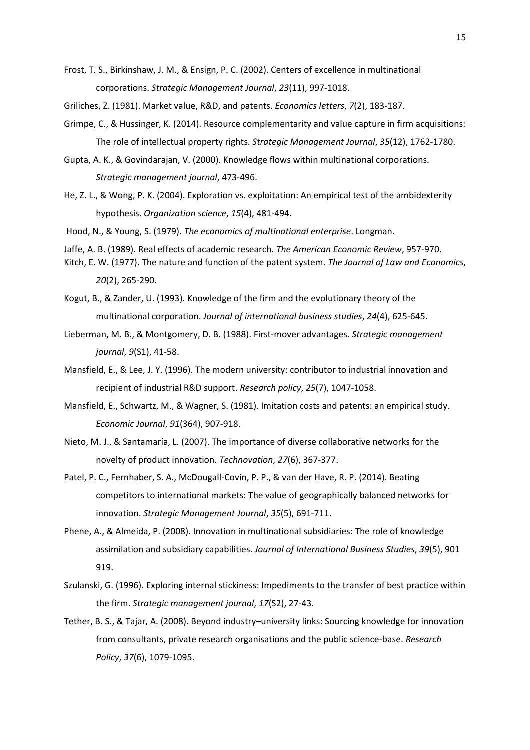Frost, T. S., Birkinshaw, J. M., & Ensign, P. C. (2002). Centers of excellence in multinational corporations. *Strategic Management Journal*, *23*(11), 997-1018.

Griliches, Z. (1981). Market value, R&D, and patents. *Economics letters*, *7*(2), 183-187.

Grimpe, C., & Hussinger, K. (2014). Resource complementarity and value capture in firm acquisitions: The role of intellectual property rights. *Strategic Management Journal*, *35*(12), 1762-1780.

Gupta, A. K., & Govindarajan, V. (2000). Knowledge flows within multinational corporations. *Strategic management journal*, 473-496.

He, Z. L., & Wong, P. K. (2004). Exploration vs. exploitation: An empirical test of the ambidexterity hypothesis. *Organization science*, *15*(4), 481-494.

Hood, N., & Young, S. (1979). *The economics of multinational enterprise*. Longman.

Jaffe, A. B. (1989). Real effects of academic research. *The American Economic Review*, 957-970.

Kitch, E. W. (1977). The nature and function of the patent system. *The Journal of Law and Economics*, *20*(2), 265-290.

Kogut, B., & Zander, U. (1993). Knowledge of the firm and the evolutionary theory of the multinational corporation. *Journal of international business studies*, *24*(4), 625-645.

Lieberman, M. B., & Montgomery, D. B. (1988). First-mover advantages. *Strategic management journal*, *9*(S1), 41-58.

Mansfield, E., & Lee, J. Y. (1996). The modern university: contributor to industrial innovation and recipient of industrial R&D support. *Research policy*, *25*(7), 1047-1058.

Mansfield, E., Schwartz, M., & Wagner, S. (1981). Imitation costs and patents: an empirical study. *Economic Journal*, *91*(364), 907-918.

Nieto, M. J., & Santamaría, L. (2007). The importance of diverse collaborative networks for the novelty of product innovation. *Technovation*, *27*(6), 367-377.

Patel, P. C., Fernhaber, S. A., McDougall-Covin, P. P., & van der Have, R. P. (2014). Beating competitors to international markets: The value of geographically balanced networks for innovation. *Strategic Management Journal*, *35*(5), 691-711.

Phene, A., & Almeida, P. (2008). Innovation in multinational subsidiaries: The role of knowledge assimilation and subsidiary capabilities. *Journal of International Business Studies*, *39*(5), 901 919.

Szulanski, G. (1996). Exploring internal stickiness: Impediments to the transfer of best practice within the firm. *Strategic management journal*, *17*(S2), 27-43.

Tether, B. S., & Tajar, A. (2008). Beyond industry–university links: Sourcing knowledge for innovation from consultants, private research organisations and the public science-base. *Research Policy*, *37*(6), 1079-1095.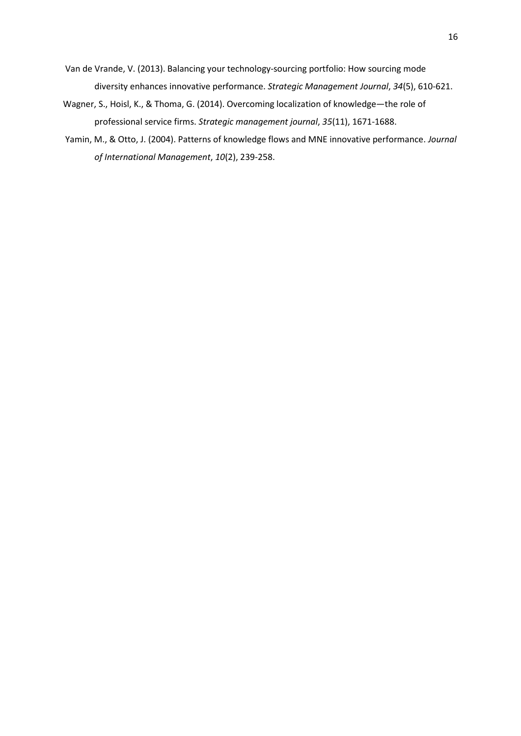Van de Vrande, V. (2013). Balancing your technology-sourcing portfolio: How sourcing mode diversity enhances innovative performance. *Strategic Management Journal*, *34*(5), 610-621.

Wagner, S., Hoisl, K., & Thoma, G. (2014). Overcoming localization of knowledge—the role of professional service firms. *Strategic management journal*, *35*(11), 1671-1688.

Yamin, M., & Otto, J. (2004). Patterns of knowledge flows and MNE innovative performance. *Journal of International Management*, *10*(2), 239-258.